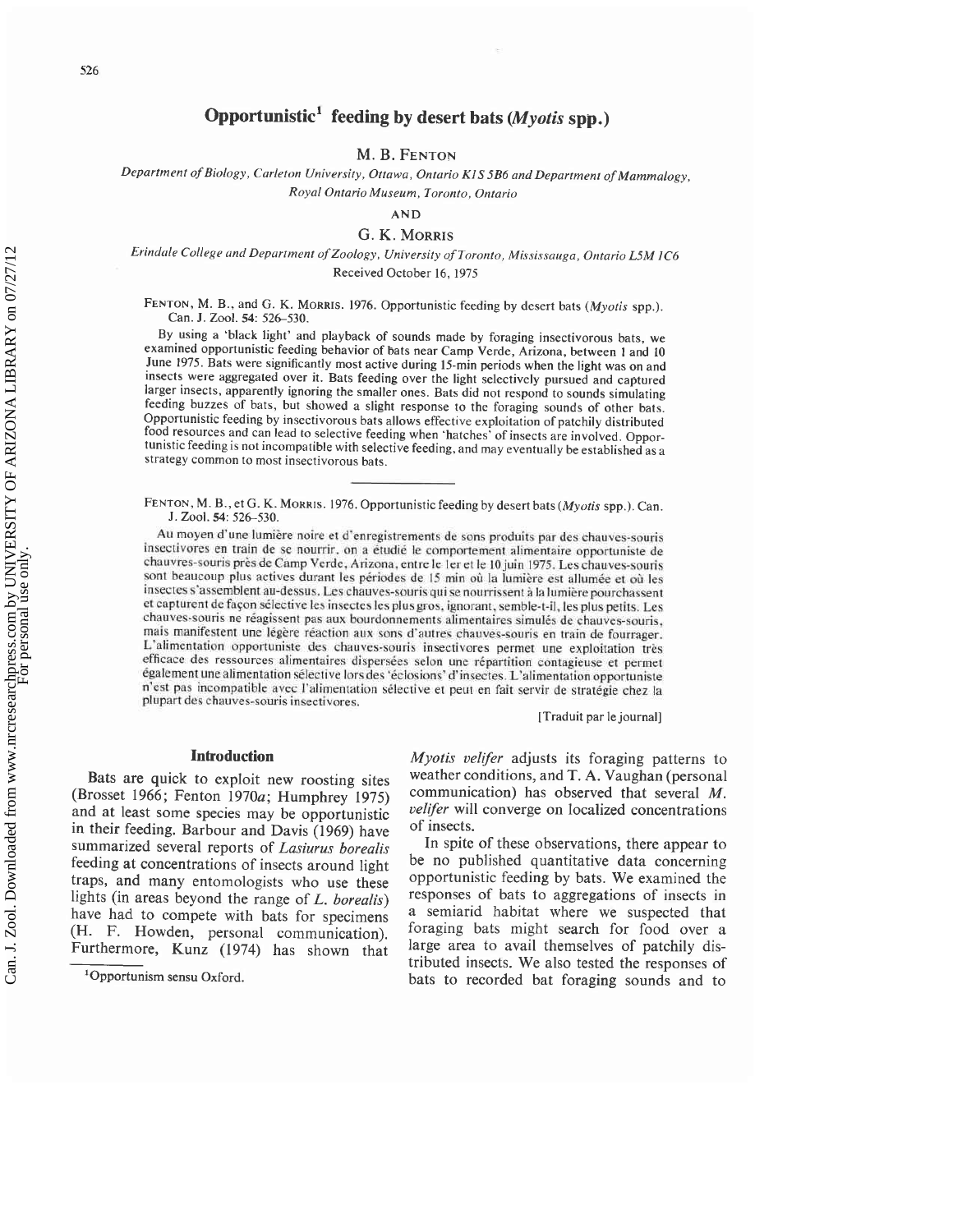# Opportunistic[1] feeding by desert bats (*Myotis* spp.)

M. B. Fenton

*Department of Biology, Carleton University, Ottawa, Ontario K1S 5B6 and Department of Mammalogy, Royal Ontario Museum, Toronto, Ontario*

AND

G. K. Morris

*Erindale College and Department of Zoology, University of Toronto, Mississauga, Ontario L5M 1C6*

Received October 16, 1975

Fenton, M. B., and G. K. Morris. 1976. Opportunistic feeding by desert bats (*Myotis* spp.). Can. J. Zool. 54: 526–530.

By using a 'black light' and playback of sounds made by foraging insectivorous bats, we examined opportunistic feeding behavior of bats near Camp Verde, Arizona, between 1 and 10 June 1975. Bats were significantly most active during 15-min periods when the light was on and insects were aggregated over it. Bats feeding over the light selectively pursued and captured larger insects, apparently ignoring the smaller ones. Bats did not respond to sounds simulating feeding buzzes of bats, but showed a slight response to the foraging sounds of other bats. Opportunistic feeding by insectivorous bats allows effective exploitation of patchily distributed food resources and can lead to selective feeding when 'hatches' of insects are involved. Opportunistic feeding is not incompatible with selective feeding, and may eventually be established as a strategy common to most insectivorous bats.

Fenton, M. B., et G. K. Morris. 1976. Opportunistic feeding by desert bats (*Myotis* spp.). Can. J. Zool. 54: 526–530.

Au moyen d'une lumière noire et d'enregistrements de sons produits par des chauves-souris insectivores en train de se nourrir, on a étudié le comportement alimentaire opportuniste de chauvres-souris près de Camp Verde, Arizona, entre le 1er et le 10 juin 1975. Les chauves-souris sont beaucoup plus actives durant les périodes de 15 min où la lumière est allumée et où les insectes s'assemblent au-dessus. Les chauves-souris qui se nourrissent à la lumière pourchassent et capturent de façon sélective les insectes les plus gros, ignorant, semble-t-il, les plus petits. Les chauves-souris ne réagissent pas aux bourdonnements alimentaires simulés de chauves-souris, mais manifestent une légère réaction aux sons d'autres chauves-souris en train de fourrager. L'alimentation opportuniste des chauves-souris insectivores permet une exploitation très efficace des ressources alimentaires dispersées selon une répartition contagieuse et permet également une alimentation sélective lors des 'éclosions' d'insectes. L'alimentation opportuniste n'est pas incompatible avec l'alimentation sélective et peut en fait servir de stratégie chez la plupart des chauves-souris insectivores.

[Traduit par le journal]

## Introduction

Bats are quick to exploit new roosting sites (Brosset 1966; Fenton 1970*a*; Humphrey 1975) and at least some species may be opportunistic in their feeding. Barbour and Davis (1969) have summarized several reports of *Lasiurus borealis* feeding at concentrations of insects around light traps, and many entomologists who use these lights (in areas beyond the range of *L. borealis*) have had to compete with bats for specimens (H. F. Howden, personal communication). Furthermore, Kunz (1974) has shown that *Myotis velifer* adjusts its foraging patterns to weather conditions, and T. A. Vaughan (personal communication) has observed that several *M. velifer* will converge on localized concentrations of insects.

In spite of these observations, there appear to be no published quantitative data concerning opportunistic feeding by bats. We examined the responses of bats to aggregations of insects in a semiarid habitat where we suspected that foraging bats might search for food over a large area to avail themselves of patchily distributed insects. We also tested the responses of bats to recorded bat foraging sounds and to

[1]Opportunism sensu Oxford.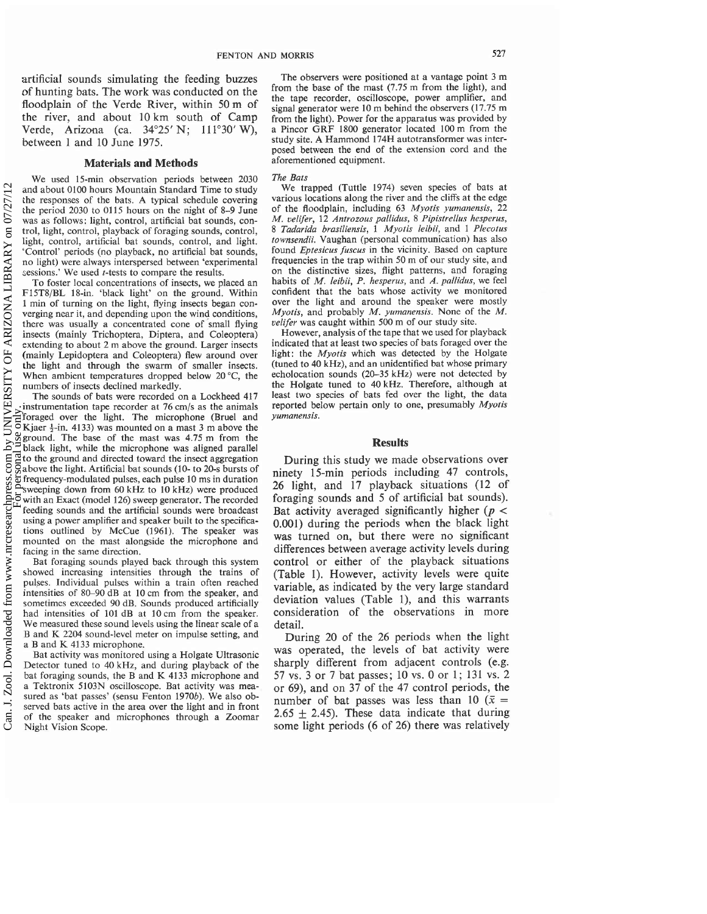artificial sounds simulating the feeding buzzes of hunting bats. The work was conducted on the floodplain of the Verde River, within 50 m of the river, and about 10 km south of Camp Verde, Arizona (ca. 34°25′ N; 111°30′ W), between 1 and 10 June 1975.

## Materials and Methods

We used 15-min observation periods between 2030 and about 0100 hours Mountain Standard Time to study the responses of the bats. A typical schedule covering the period 2030 to 0115 hours on the night of 8–9 June was as follows: light, control, artificial bat sounds, control, light, control, playback of foraging sounds, control, light, control, artificial bat sounds, control, and light. 'Control' periods (no playback, no artificial bat sounds, no light) were always interspersed between 'experimental sessions.' We used *t*-tests to compare the results.

To foster local concentrations of insects, we placed an F15T8/BL 18-in. 'black light' on the ground. Within 1 min of turning on the light, flying insects began converging near it, and depending upon the wind conditions, there was usually a concentrated cone of small flying insects (mainly Trichoptera, Diptera, and Coleoptera) extending to about 2 m above the ground. Larger insects (mainly Lepidoptera and Coleoptera) flew around over the light and through the swarm of smaller insects. When ambient temperatures dropped below 20 °C, the numbers of insects declined markedly.

The sounds of bats were recorded on a Lockheed 417 instrumentation tape recorder at 76 cm/s as the animals foraged over the light. The microphone (Bruel and Kjaer ½-in. 4133) was mounted on a mast 3 m above the ground. The base of the mast was 4.75 m from the black light, while the microphone was aligned parallel to the ground and directed toward the insect aggregation above the light. Artificial bat sounds (10- to 20-s bursts of frequency-modulated pulses, each pulse 10 ms in duration sweeping down from 60 kHz to 10 kHz) were produced with an Exact (model 126) sweep generator. The recorded feeding sounds and the artificial sounds were broadcast using a power amplifier and speaker built to the specifications outlined by McCue (1961). The speaker was mounted on the mast alongside the microphone and facing in the same direction.

Bat foraging sounds played back through this system showed increasing intensities through the trains of pulses. Individual pulses within a train often reached intensities of 80–90 dB at 10 cm from the speaker, and sometimes exceeded 90 dB. Sounds produced artificially had intensities of 101 dB at 10 cm from the speaker. We measured these sound levels using the linear scale of a B and K 2204 sound-level meter on impulse setting, and a B and K 4133 microphone.

Bat activity was monitored using a Holgate Ultrasonic Detector tuned to 40 kHz, and during playback of the bat foraging sounds, the B and K 4133 microphone and a Tektronix 5103N oscilloscope. Bat activity was measured as 'bat passes' (sensu Fenton 1970*b*). We also observed bats active in the area over the light and in front of the speaker and microphones through a Zoomar Night Vision Scope.

The observers were positioned at a vantage point 3 m from the base of the mast (7.75 m from the light), and the tape recorder, oscilloscope, power amplifier, and signal generator were 10 m behind the observers (17.75 m from the light). Power for the apparatus was provided by a Pincor GRF 1800 generator located 100 m from the study site. A Hammond 174H autotransformer was interposed between the end of the extension cord and the aforementioned equipment.

### *The Bats*

We trapped (Tuttle 1974) seven species of bats at various locations along the river and the cliffs at the edge of the floodplain, including 63 *Myotis yumanensis*, 22 *M. velifer*, 12 *Antrozous pallidus*, 8 *Pipistrellus hesperus*, 8 *Tadarida brasiliensis*, 1 *Myotis leibii*, and 1 *Plecotus townsendii*. Vaughan (personal communication) has also found *Eptesicus fuscus* in the vicinity. Based on capture frequencies in the trap within 50 m of our study site, and on the distinctive sizes, flight patterns, and foraging habits of *M. leibii*, *P. hesperus*, and *A. pallidus*, we feel confident that the bats whose activity we monitored over the light and around the speaker were mostly *Myotis*, and probably *M. yumanensis*. None of the *M. velifer* was caught within 500 m of our study site.

However, analysis of the tape that we used for playback indicated that at least two species of bats foraged over the light: the *Myotis* which was detected by the Holgate (tuned to 40 kHz), and an unidentified bat whose primary echolocation sounds (20–35 kHz) were not detected by the Holgate tuned to 40 kHz. Therefore, although at least two species of bats fed over the light, the data reported below pertain only to one, presumably *Myotis yumanensis*.

## Results

During this study we made observations over ninety 15-min periods including 47 controls, 26 light, and 17 playback situations (12 of foraging sounds and 5 of artificial bat sounds). Bat activity averaged significantly higher ($p < 0.001$) during the periods when the black light was turned on, but there were no significant differences between average activity levels during control or either of the playback situations (Table 1). However, activity levels were quite variable, as indicated by the very large standard deviation values (Table 1), and this warrants consideration of the observations in more detail.

During 20 of the 26 periods when the light was operated, the levels of bat activity were sharply different from adjacent controls (e.g. 57 vs. 3 or 7 bat passes; 10 vs. 0 or 1; 131 vs. 2 or 69), and on 37 of the 47 control periods, the number of bat passes was less than 10 ($\bar{x} = 2.65 \pm 2.45$). These data indicate that during some light periods (6 of 26) there was relatively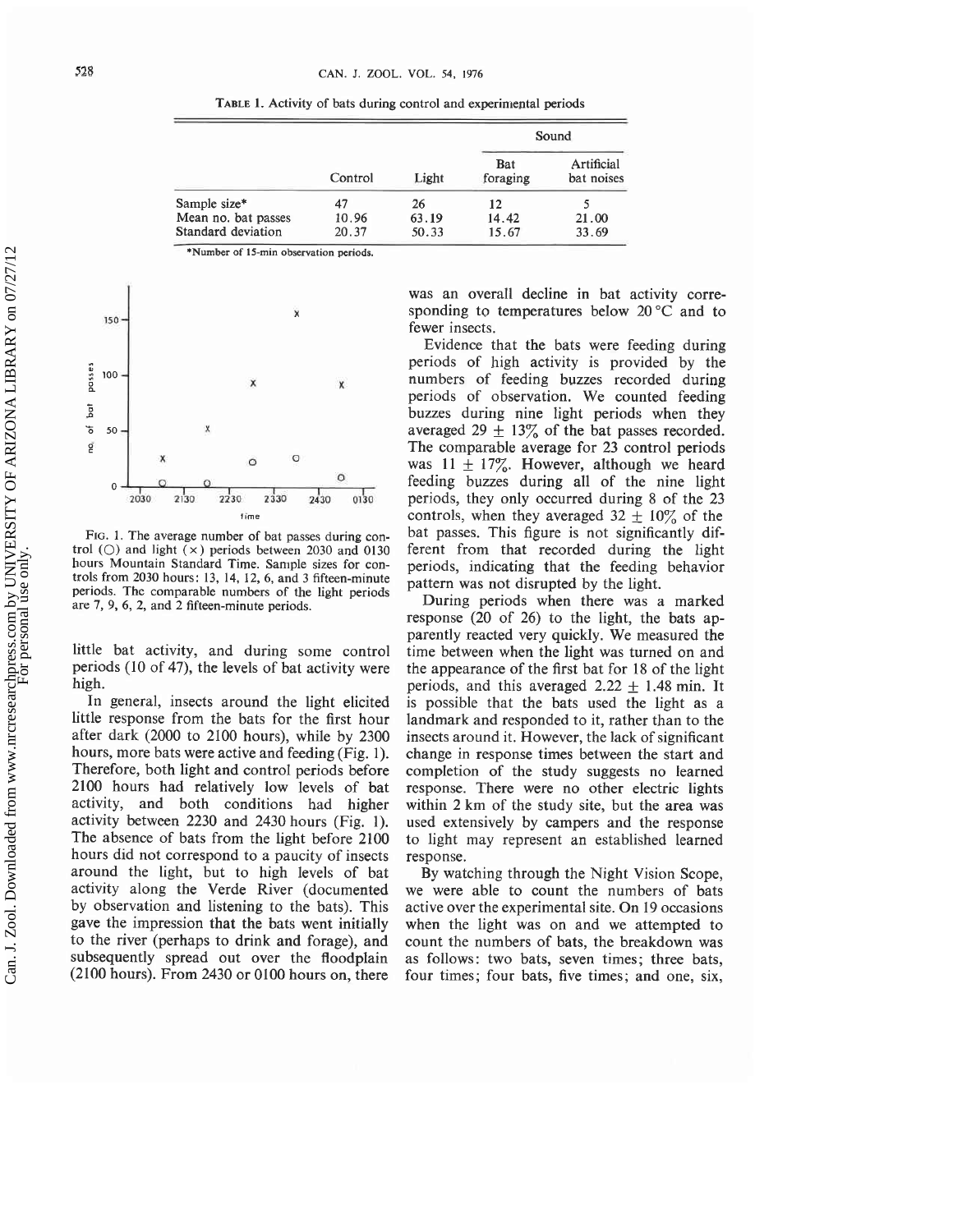TABLE 1. Activity of bats during control and experimental periods

| | Control | Light | Sound: Bat foraging | Sound: Artificial bat noises |
|---|---|---|---|---|
| Sample size* | 47 | 26 | 12 | 5 |
| Mean no. bat passes | 10.96 | 63.19 | 14.42 | 21.00 |
| Standard deviation | 20.37 | 50.33 | 15.67 | 33.69 |

*Number of 15-min observation periods.

FIG. 1. The average number of bat passes during control (○) and light (×) periods between 2030 and 0130 hours Mountain Standard Time. Sample sizes for controls from 2030 hours: 13, 14, 12, 6, and 3 fifteen-minute periods. The comparable numbers of the light periods are 7, 9, 6, 2, and 2 fifteen-minute periods.

little bat activity, and during some control periods (10 of 47), the levels of bat activity were high.

In general, insects around the light elicited little response from the bats for the first hour after dark (2000 to 2100 hours), while by 2300 hours, more bats were active and feeding (Fig. 1). Therefore, both light and control periods before 2100 hours had relatively low levels of bat activity, and both conditions had higher activity between 2230 and 2430 hours (Fig. 1). The absence of bats from the light before 2100 hours did not correspond to a paucity of insects around the light, but to high levels of bat activity along the Verde River (documented by observation and listening to the bats). This gave the impression that the bats went initially to the river (perhaps to drink and forage), and subsequently spread out over the floodplain (2100 hours). From 2430 or 0100 hours on, there was an overall decline in bat activity corresponding to temperatures below 20 °C and to fewer insects.

Evidence that the bats were feeding during periods of high activity is provided by the numbers of feeding buzzes recorded during periods of observation. We counted feeding buzzes during nine light periods when they averaged 29 ± 13% of the bat passes recorded. The comparable average for 23 control periods was 11 ± 17%. However, although we heard feeding buzzes during all of the nine light periods, they only occurred during 8 of the 23 controls, when they averaged 32 ± 10% of the bat passes. This figure is not significantly different from that recorded during the light periods, indicating that the feeding behavior pattern was not disrupted by the light.

During periods when there was a marked response (20 of 26) to the light, the bats apparently reacted very quickly. We measured the time between when the light was turned on and the appearance of the first bat for 18 of the light periods, and this averaged 2.22 ± 1.48 min. It is possible that the bats used the light as a landmark and responded to it, rather than to the insects around it. However, the lack of significant change in response times between the start and completion of the study suggests no learned response. There were no other electric lights within 2 km of the study site, but the area was used extensively by campers and the response to light may represent an established learned response.

By watching through the Night Vision Scope, we were able to count the numbers of bats active over the experimental site. On 19 occasions when the light was on and we attempted to count the numbers of bats, the breakdown was as follows: two bats, seven times; three bats, four times; four bats, five times; and one, six,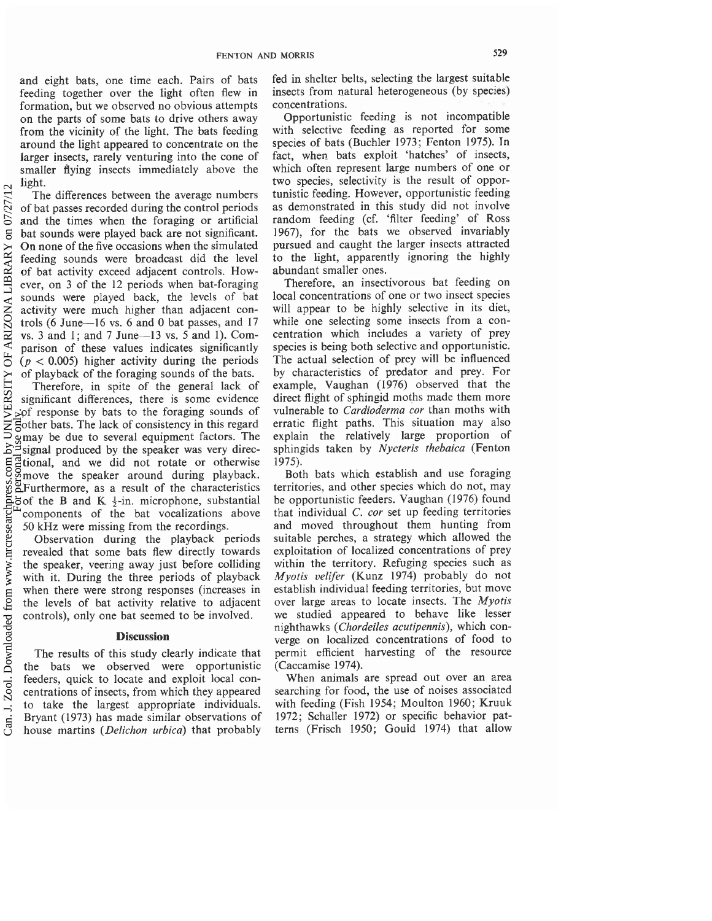and eight bats, one time each. Pairs of bats feeding together over the light often flew in formation, but we observed no obvious attempts on the parts of some bats to drive others away from the vicinity of the light. The bats feeding around the light appeared to concentrate on the larger insects, rarely venturing into the cone of smaller flying insects immediately above the light.

The differences between the average numbers of bat passes recorded during the control periods and the times when the foraging or artificial bat sounds were played back are not significant. On none of the five occasions when the simulated feeding sounds were broadcast did the level of bat activity exceed adjacent controls. However, on 3 of the 12 periods when bat-foraging sounds were played back, the levels of bat activity were much higher than adjacent controls (6 June—16 vs. 6 and 0 bat passes, and 17 vs. 3 and 1; and 7 June—13 vs. 5 and 1). Comparison of these values indicates significantly ($p < 0.005$) higher activity during the periods of playback of the foraging sounds of the bats.

Therefore, in spite of the general lack of significant differences, there is some evidence of response by bats to the foraging sounds of other bats. The lack of consistency in this regard may be due to several equipment factors. The signal produced by the speaker was very directional, and we did not rotate or otherwise move the speaker around during playback. Furthermore, as a result of the characteristics of the B and K $\frac{1}{2}$-in. microphone, substantial components of the bat vocalizations above 50 kHz were missing from the recordings.

Observation during the playback periods revealed that some bats flew directly towards the speaker, veering away just before colliding with it. During the three periods of playback when there were strong responses (increases in the levels of bat activity relative to adjacent controls), only one bat seemed to be involved.

## Discussion

The results of this study clearly indicate that the bats we observed were opportunistic feeders, quick to locate and exploit local concentrations of insects, from which they appeared to take the largest appropriate individuals. Bryant (1973) has made similar observations of house martins (*Delichon urbica*) that probably fed in shelter belts, selecting the largest suitable insects from natural heterogeneous (by species) concentrations.

Opportunistic feeding is not incompatible with selective feeding as reported for some species of bats (Buchler 1973; Fenton 1975). In fact, when bats exploit 'hatches' of insects, which often represent large numbers of one or two species, selectivity is the result of opportunistic feeding. However, opportunistic feeding as demonstrated in this study did not involve random feeding (cf. 'filter feeding' of Ross 1967), for the bats we observed invariably pursued and caught the larger insects attracted to the light, apparently ignoring the highly abundant smaller ones.

Therefore, an insectivorous bat feeding on local concentrations of one or two insect species will appear to be highly selective in its diet, while one selecting some insects from a concentration which includes a variety of prey species is being both selective and opportunistic. The actual selection of prey will be influenced by characteristics of predator and prey. For example, Vaughan (1976) observed that the direct flight of sphingid moths made them more vulnerable to *Cardioderma cor* than moths with erratic flight paths. This situation may also explain the relatively large proportion of sphingids taken by *Nycteris thebaica* (Fenton 1975).

Both bats which establish and use foraging territories, and other species which do not, may be opportunistic feeders. Vaughan (1976) found that individual *C. cor* set up feeding territories and moved throughout them hunting from suitable perches, a strategy which allowed the exploitation of localized concentrations of prey within the territory. Refuging species such as *Myotis velifer* (Kunz 1974) probably do not establish individual feeding territories, but move over large areas to locate insects. The *Myotis* we studied appeared to behave like lesser nighthawks (*Chordeiles acutipennis*), which converge on localized concentrations of food to permit efficient harvesting of the resource (Caccamise 1974).

When animals are spread out over an area searching for food, the use of noises associated with feeding (Fish 1954; Moulton 1960; Kruuk 1972; Schaller 1972) or specific behavior patterns (Frisch 1950; Gould 1974) that allow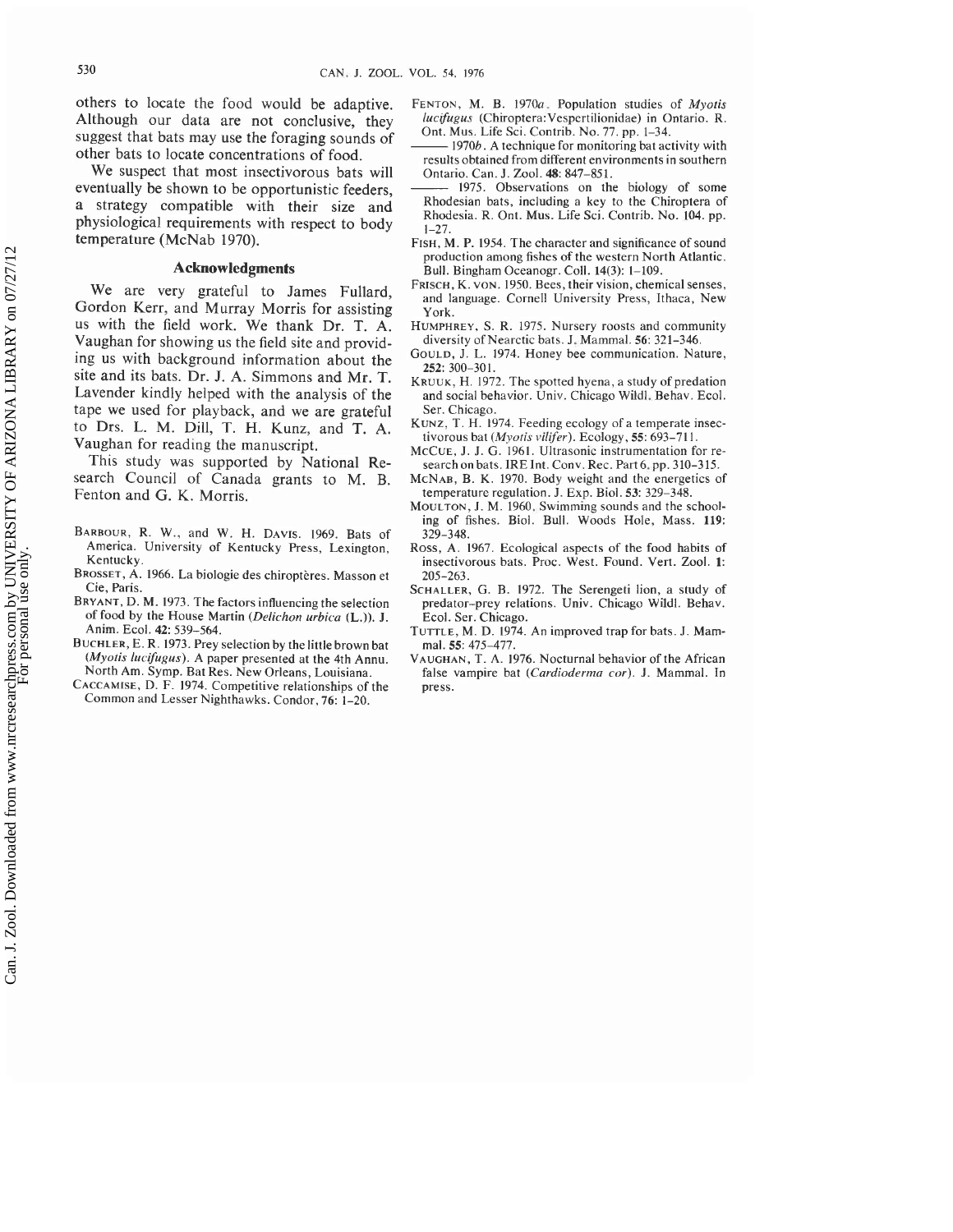others to locate the food would be adaptive. Although our data are not conclusive, they suggest that bats may use the foraging sounds of other bats to locate concentrations of food.

We suspect that most insectivorous bats will eventually be shown to be opportunistic feeders, a strategy compatible with their size and physiological requirements with respect to body temperature (McNab 1970).

## Acknowledgments

We are very grateful to James Fullard, Gordon Kerr, and Murray Morris for assisting us with the field work. We thank Dr. T. A. Vaughan for showing us the field site and providing us with background information about the site and its bats. Dr. J. A. Simmons and Mr. T. Lavender kindly helped with the analysis of the tape we used for playback, and we are grateful to Drs. L. M. Dill, T. H. Kunz, and T. A. Vaughan for reading the manuscript.

This study was supported by National Research Council of Canada grants to M. B. Fenton and G. K. Morris.

BARBOUR, R. W., and W. H. DAVIS. 1969. Bats of America. University of Kentucky Press, Lexington, Kentucky.

BROSSET, A. 1966. La biologie des chiroptères. Masson et Cie, Paris.

BRYANT, D. M. 1973. The factors influencing the selection of food by the House Martin (*Delichon urbica* (L.)). J. Anim. Ecol. **42**: 539–564.

BUCHLER, E. R. 1973. Prey selection by the little brown bat (*Myotis lucifugus*). A paper presented at the 4th Annu. North Am. Symp. Bat Res. New Orleans, Louisiana.

CACCAMISE, D. F. 1974. Competitive relationships of the Common and Lesser Nighthawks. Condor, **76**: 1–20.

FENTON, M. B. 1970*a*. Population studies of *Myotis lucifugus* (Chiroptera:Vespertilionidae) in Ontario. R. Ont. Mus. Life Sci. Contrib. No. 77. pp. 1–34.

——— 1970*b*. A technique for monitoring bat activity with results obtained from different environments in southern Ontario. Can. J. Zool. **48**: 847–851.

——— 1975. Observations on the biology of some Rhodesian bats, including a key to the Chiroptera of Rhodesia. R. Ont. Mus. Life Sci. Contrib. No. 104. pp. 1–27.

FISH, M. P. 1954. The character and significance of sound production among fishes of the western North Atlantic. Bull. Bingham Oceanogr. Coll. **14**(3): 1–109.

FRISCH, K. VON. 1950. Bees, their vision, chemical senses, and language. Cornell University Press, Ithaca, New York.

HUMPHREY, S. R. 1975. Nursery roosts and community diversity of Nearctic bats. J. Mammal. **56**: 321–346.

GOULD, J. L. 1974. Honey bee communication. Nature, **252**: 300–301.

KRUUK, H. 1972. The spotted hyena, a study of predation and social behavior. Univ. Chicago Wildl. Behav. Ecol. Ser. Chicago.

KUNZ, T. H. 1974. Feeding ecology of a temperate insectivorous bat (*Myotis vilifer*). Ecology, **55**: 693–711.

MCCUE, J. J. G. 1961. Ultrasonic instrumentation for research on bats. IRE Int. Conv. Rec. Part 6, pp. 310–315.

MCNAB, B. K. 1970. Body weight and the energetics of temperature regulation. J. Exp. Biol. **53**: 329–348.

MOULTON, J. M. 1960. Swimming sounds and the schooling of fishes. Biol. Bull. Woods Hole, Mass. **119**: 329–348.

ROSS, A. 1967. Ecological aspects of the food habits of insectivorous bats. Proc. West. Found. Vert. Zool. **1**: 205–263.

SCHALLER, G. B. 1972. The Serengeti lion, a study of predator–prey relations. Univ. Chicago Wildl. Behav. Ecol. Ser. Chicago.

TUTTLE, M. D. 1974. An improved trap for bats. J. Mammal. **55**: 475–477.

VAUGHAN, T. A. 1976. Nocturnal behavior of the African false vampire bat (*Cardioderma cor*). J. Mammal. In press.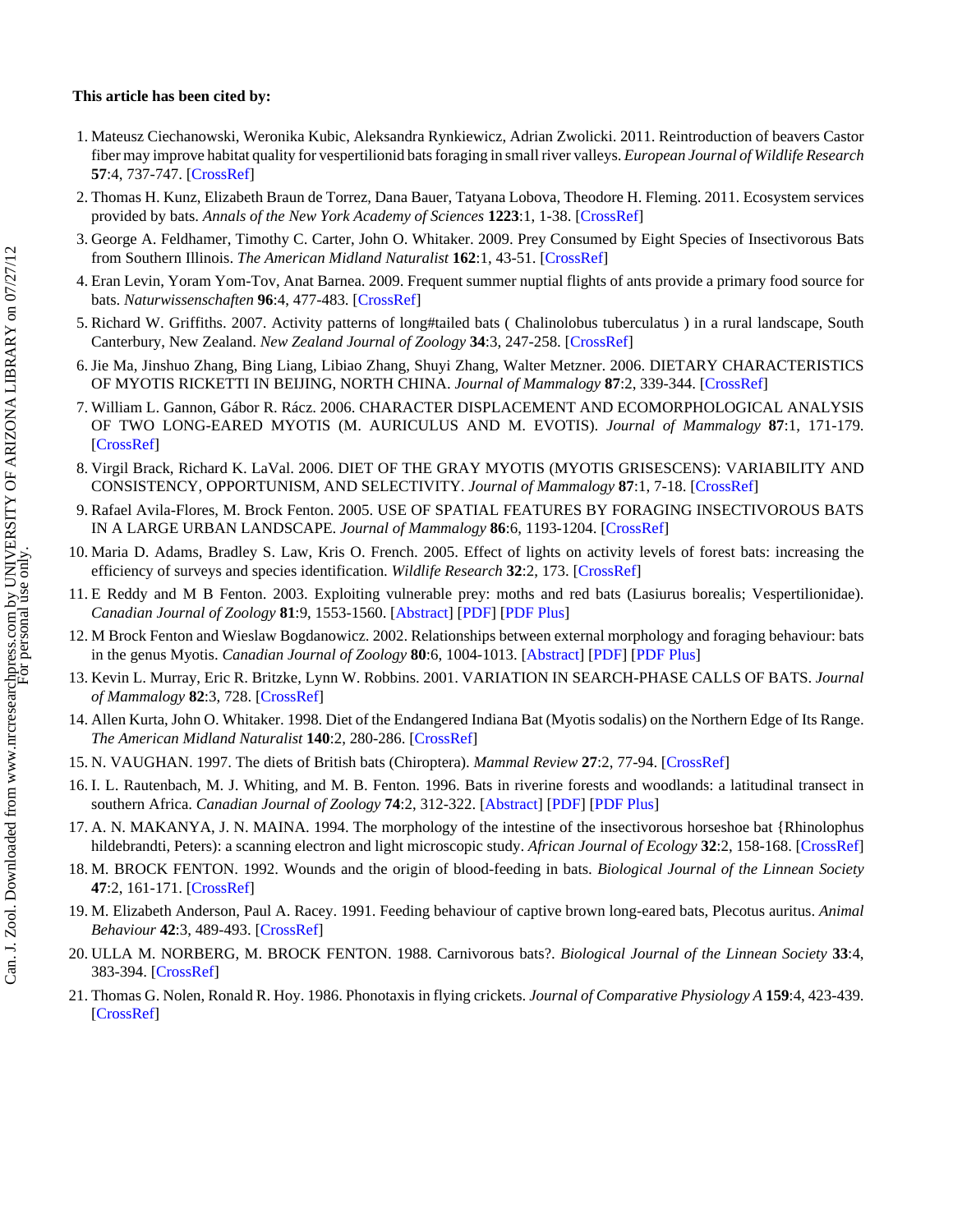**This article has been cited by:**

1. Mateusz Ciechanowski, Weronika Kubic, Aleksandra Rynkiewicz, Adrian Zwolicki. 2011. Reintroduction of beavers Castor fiber may improve habitat quality for vespertilionid bats foraging in small river valleys. *European Journal of Wildlife Research* **57**:4, 737-747. [CrossRef]
2. Thomas H. Kunz, Elizabeth Braun de Torrez, Dana Bauer, Tatyana Lobova, Theodore H. Fleming. 2011. Ecosystem services provided by bats. *Annals of the New York Academy of Sciences* **1223**:1, 1-38. [CrossRef]
3. George A. Feldhamer, Timothy C. Carter, John O. Whitaker. 2009. Prey Consumed by Eight Species of Insectivorous Bats from Southern Illinois. *The American Midland Naturalist* **162**:1, 43-51. [CrossRef]
4. Eran Levin, Yoram Yom-Tov, Anat Barnea. 2009. Frequent summer nuptial flights of ants provide a primary food source for bats. *Naturwissenschaften* **96**:4, 477-483. [CrossRef]
5. Richard W. Griffiths. 2007. Activity patterns of long#tailed bats ( Chalinolobus tuberculatus ) in a rural landscape, South Canterbury, New Zealand. *New Zealand Journal of Zoology* **34**:3, 247-258. [CrossRef]
6. Jie Ma, Jinshuo Zhang, Bing Liang, Libiao Zhang, Shuyi Zhang, Walter Metzner. 2006. DIETARY CHARACTERISTICS OF MYOTIS RICKETTI IN BEIJING, NORTH CHINA. *Journal of Mammalogy* **87**:2, 339-344. [CrossRef]
7. William L. Gannon, Gábor R. Rácz. 2006. CHARACTER DISPLACEMENT AND ECOMORPHOLOGICAL ANALYSIS OF TWO LONG-EARED MYOTIS (M. AURICULUS AND M. EVOTIS). *Journal of Mammalogy* **87**:1, 171-179. [CrossRef]
8. Virgil Brack, Richard K. LaVal. 2006. DIET OF THE GRAY MYOTIS (MYOTIS GRISESCENS): VARIABILITY AND CONSISTENCY, OPPORTUNISM, AND SELECTIVITY. *Journal of Mammalogy* **87**:1, 7-18. [CrossRef]
9. Rafael Avila-Flores, M. Brock Fenton. 2005. USE OF SPATIAL FEATURES BY FORAGING INSECTIVOROUS BATS IN A LARGE URBAN LANDSCAPE. *Journal of Mammalogy* **86**:6, 1193-1204. [CrossRef]
10. Maria D. Adams, Bradley S. Law, Kris O. French. 2005. Effect of lights on activity levels of forest bats: increasing the efficiency of surveys and species identification. *Wildlife Research* **32**:2, 173. [CrossRef]
11. E Reddy and M B Fenton. 2003. Exploiting vulnerable prey: moths and red bats (Lasiurus borealis; Vespertilionidae). *Canadian Journal of Zoology* **81**:9, 1553-1560. [Abstract] [PDF] [PDF Plus]
12. M Brock Fenton and Wieslaw Bogdanowicz. 2002. Relationships between external morphology and foraging behaviour: bats in the genus Myotis. *Canadian Journal of Zoology* **80**:6, 1004-1013. [Abstract] [PDF] [PDF Plus]
13. Kevin L. Murray, Eric R. Britzke, Lynn W. Robbins. 2001. VARIATION IN SEARCH-PHASE CALLS OF BATS. *Journal of Mammalogy* **82**:3, 728. [CrossRef]
14. Allen Kurta, John O. Whitaker. 1998. Diet of the Endangered Indiana Bat (Myotis sodalis) on the Northern Edge of Its Range. *The American Midland Naturalist* **140**:2, 280-286. [CrossRef]
15. N. VAUGHAN. 1997. The diets of British bats (Chiroptera). *Mammal Review* **27**:2, 77-94. [CrossRef]
16. I. L. Rautenbach, M. J. Whiting, and M. B. Fenton. 1996. Bats in riverine forests and woodlands: a latitudinal transect in southern Africa. *Canadian Journal of Zoology* **74**:2, 312-322. [Abstract] [PDF] [PDF Plus]
17. A. N. MAKANYA, J. N. MAINA. 1994. The morphology of the intestine of the insectivorous horseshoe bat {Rhinolophus hildebrandti, Peters): a scanning electron and light microscopic study. *African Journal of Ecology* **32**:2, 158-168. [CrossRef]
18. M. BROCK FENTON. 1992. Wounds and the origin of blood-feeding in bats. *Biological Journal of the Linnean Society* **47**:2, 161-171. [CrossRef]
19. M. Elizabeth Anderson, Paul A. Racey. 1991. Feeding behaviour of captive brown long-eared bats, Plecotus auritus. *Animal Behaviour* **42**:3, 489-493. [CrossRef]
20. ULLA M. NORBERG, M. BROCK FENTON. 1988. Carnivorous bats?. *Biological Journal of the Linnean Society* **33**:4, 383-394. [CrossRef]
21. Thomas G. Nolen, Ronald R. Hoy. 1986. Phonotaxis in flying crickets. *Journal of Comparative Physiology A* **159**:4, 423-439. [CrossRef]